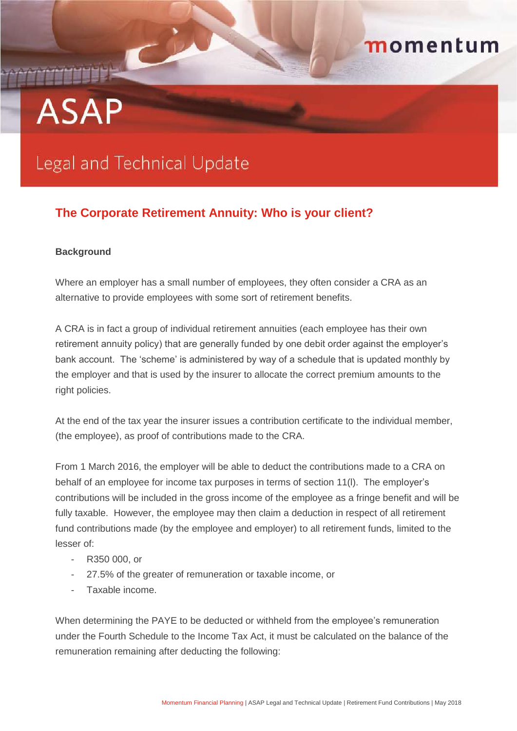momentum

# ASAP

Legal and Technical Update

## The Corporate Retirement Annuity: Who is your client?

**Background**

Where an employer has a small number of employees, they often consider a CRA as an alternative to provide employees with some sort of retirement benefits.

A CRA is in fact a group of individual retirement annuities (each employee has their own retirement annuity policy) that are generally funded by one debit order against the employer's bank account. The 'scheme' is administered by way of a schedule that is updated monthly by the employer and that is used by the insurer to allocate the correct premium amounts to the right policies.

At the end of the tax year the insurer issues a contribution certificate to the individual member, (the employee), as proof of contributions made to the CRA.

From 1 March 2016, the employer will be able to deduct the contributions made to a CRA on behalf of an employee for income tax purposes in terms of section 11(l). The employer's contributions will be included in the gross income of the employee as a fringe benefit and will be fully taxable. However, the employee may then claim a deduction in respect of all retirement fund contributions made (by the employee and employer) to all retirement funds, limited to the lesser of:

- R350 000, or
- 27.5% of the greater of remuneration or taxable income, or
- Taxable income.

When determining the PAYE to be deducted or withheld from the employee's remuneration under the Fourth Schedule to the Income Tax Act, it must be calculated on the balance of the remuneration remaining after deducting the following: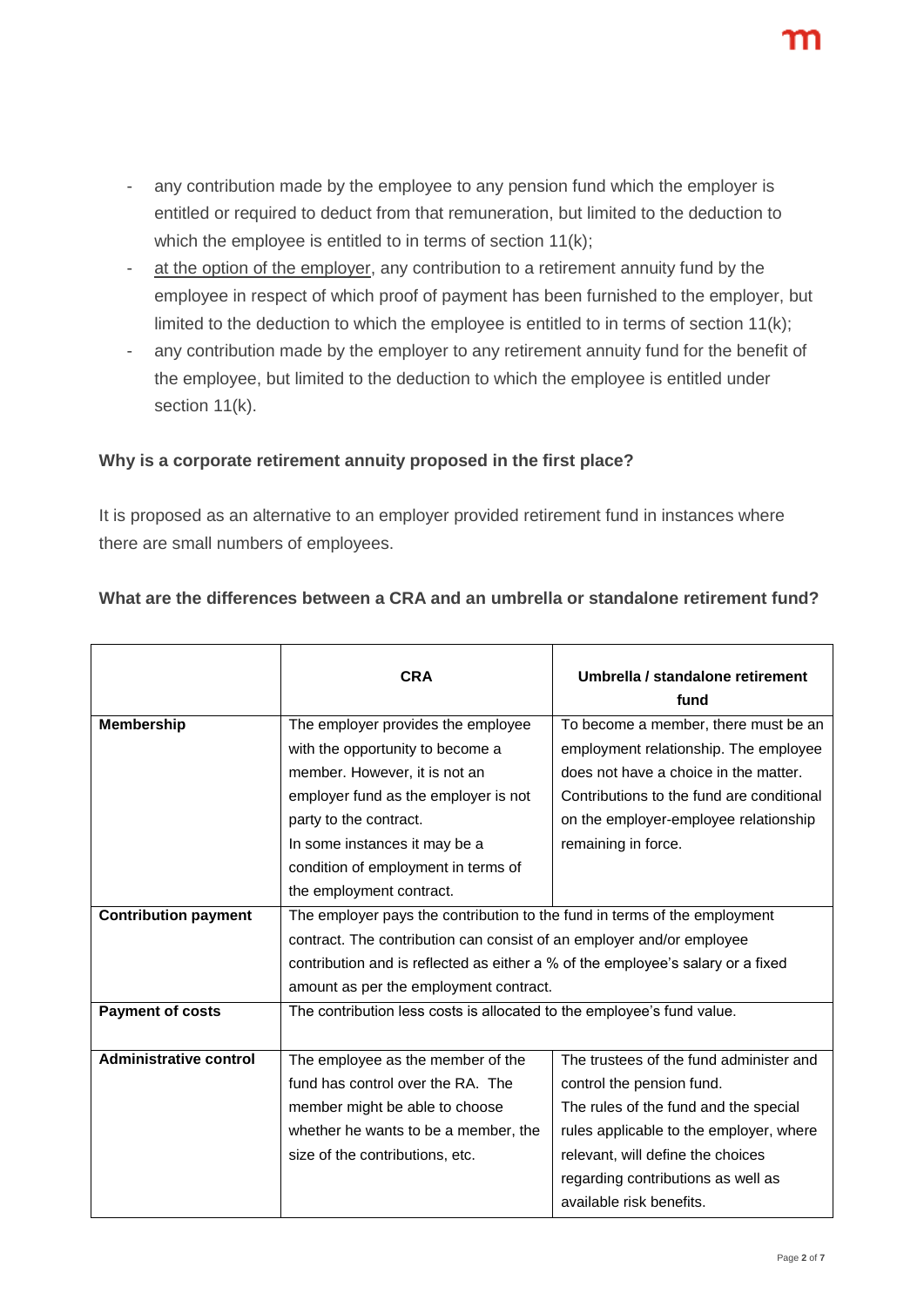- any contribution made by the employee to any pension fund which the employer is entitled or required to deduct from that remuneration, but limited to the deduction to which the employee is entitled to in terms of section 11(k);
- at the option of the employer, any contribution to a retirement annuity fund by the employee in respect of which proof of payment has been furnished to the employer, but limited to the deduction to which the employee is entitled to in terms of section 11(k);
- any contribution made by the employer to any retirement annuity fund for the benefit of the employee, but limited to the deduction to which the employee is entitled under section 11(k).

**Why is a corporate retirement annuity proposed in the first place?**

It is proposed as an alternative to an employer provided retirement fund in instances where there are small numbers of employees.

**What are the differences between a CRA and an umbrella or standalone retirement fund?**

| | **CRA** | **Umbrella / standalone retirement fund** |
|---|---|---|
| **Membership** | The employer provides the employee with the opportunity to become a member. However, it is not an employer fund as the employer is not party to the contract. In some instances it may be a condition of employment in terms of the employment contract. | To become a member, there must be an employment relationship. The employee does not have a choice in the matter. Contributions to the fund are conditional on the employer-employee relationship remaining in force. |
| **Contribution payment** | The employer pays the contribution to the fund in terms of the employment contract. The contribution can consist of an employer and/or employee contribution and is reflected as either a % of the employee's salary or a fixed amount as per the employment contract. | |
| **Payment of costs** | The contribution less costs is allocated to the employee's fund value. | |
| **Administrative control** | The employee as the member of the fund has control over the RA. The member might be able to choose whether he wants to be a member, the size of the contributions, etc. | The trustees of the fund administer and control the pension fund. The rules of the fund and the special rules applicable to the employer, where relevant, will define the choices regarding contributions as well as available risk benefits. |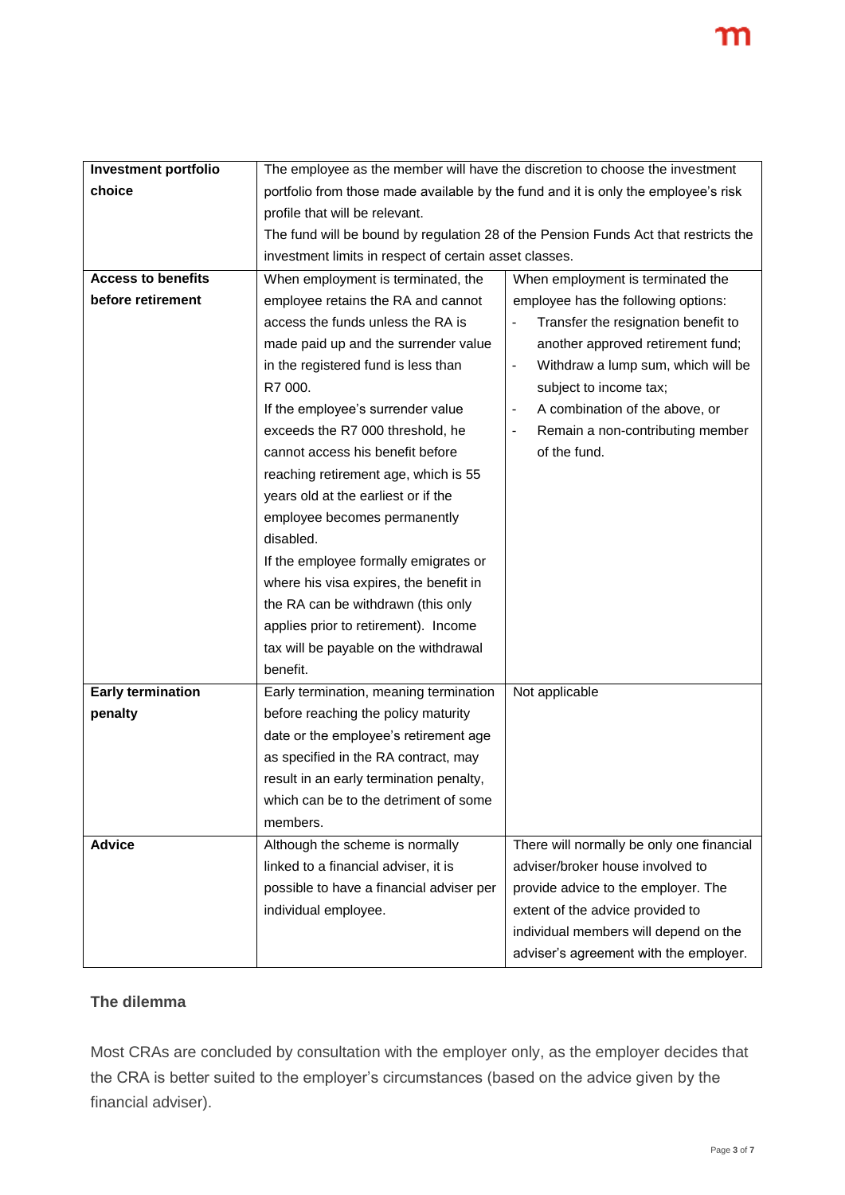| | | |
|---|---|---|
| **Investment portfolio choice** | The employee as the member will have the discretion to choose the investment portfolio from those made available by the fund and it is only the employee's risk profile that will be relevant.<br>The fund will be bound by regulation 28 of the Pension Funds Act that restricts the investment limits in respect of certain asset classes. | |
| **Access to benefits before retirement** | When employment is terminated, the employee retains the RA and cannot access the funds unless the RA is made paid up and the surrender value in the registered fund is less than R7 000.<br>If the employee's surrender value exceeds the R7 000 threshold, he cannot access his benefit before reaching retirement age, which is 55 years old at the earliest or if the employee becomes permanently disabled.<br>If the employee formally emigrates or where his visa expires, the benefit in the RA can be withdrawn (this only applies prior to retirement). Income tax will be payable on the withdrawal benefit. | When employment is terminated the employee has the following options:<br>- Transfer the resignation benefit to another approved retirement fund;<br>- Withdraw a lump sum, which will be subject to income tax;<br>- A combination of the above, or<br>- Remain a non-contributing member of the fund. |
| **Early termination penalty** | Early termination, meaning termination before reaching the policy maturity date or the employee's retirement age as specified in the RA contract, may result in an early termination penalty, which can be to the detriment of some members. | Not applicable |
| **Advice** | Although the scheme is normally linked to a financial adviser, it is possible to have a financial adviser per individual employee. | There will normally be only one financial adviser/broker house involved to provide advice to the employer. The extent of the advice provided to individual members will depend on the adviser's agreement with the employer. |

### The dilemma

Most CRAs are concluded by consultation with the employer only, as the employer decides that the CRA is better suited to the employer's circumstances (based on the advice given by the financial adviser).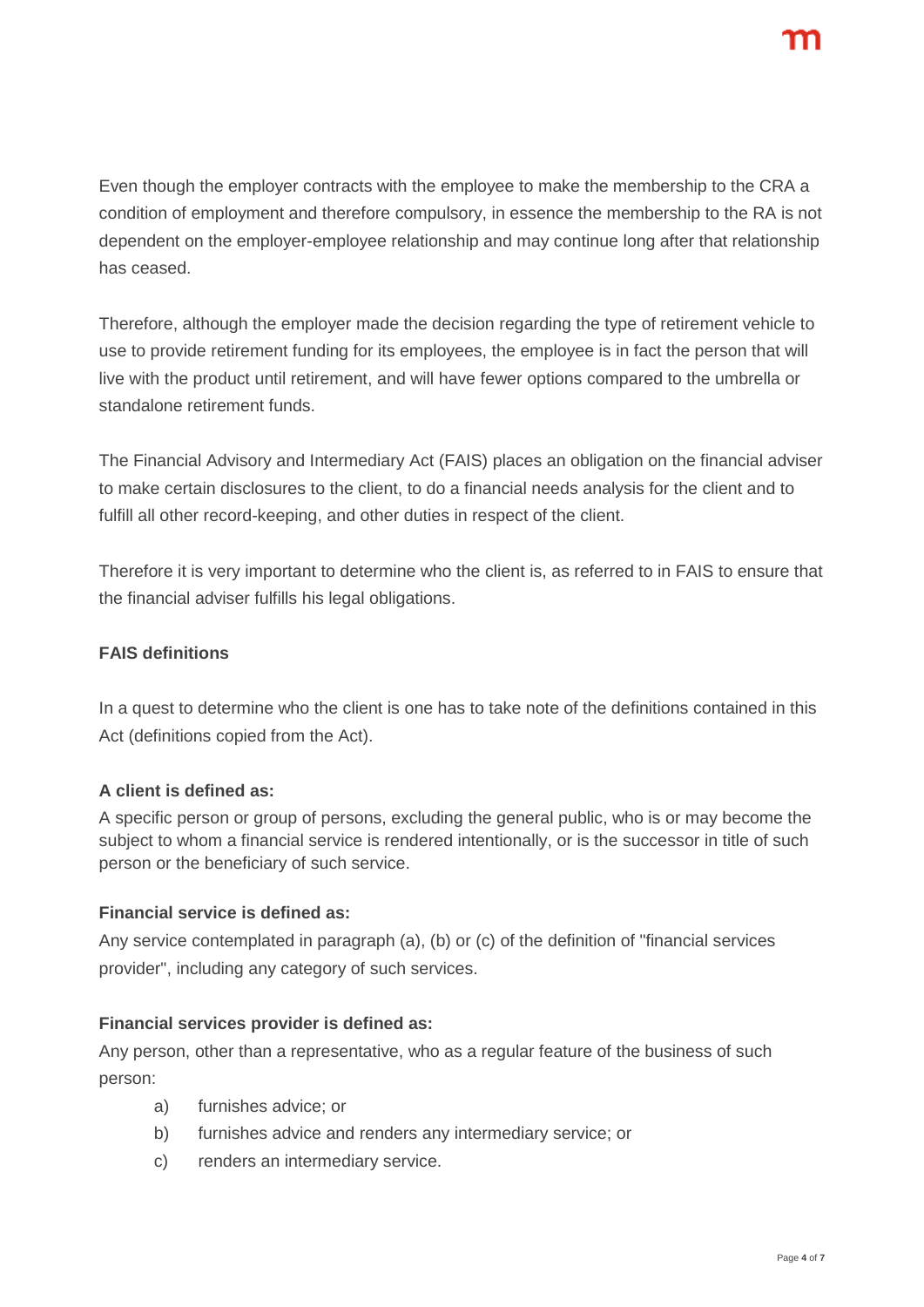Even though the employer contracts with the employee to make the membership to the CRA a condition of employment and therefore compulsory, in essence the membership to the RA is not dependent on the employer-employee relationship and may continue long after that relationship has ceased.

Therefore, although the employer made the decision regarding the type of retirement vehicle to use to provide retirement funding for its employees, the employee is in fact the person that will live with the product until retirement, and will have fewer options compared to the umbrella or standalone retirement funds.

The Financial Advisory and Intermediary Act (FAIS) places an obligation on the financial adviser to make certain disclosures to the client, to do a financial needs analysis for the client and to fulfill all other record-keeping, and other duties in respect of the client.

Therefore it is very important to determine who the client is, as referred to in FAIS to ensure that the financial adviser fulfills his legal obligations.

**FAIS definitions**

In a quest to determine who the client is one has to take note of the definitions contained in this Act (definitions copied from the Act).

**A client is defined as:**

A specific person or group of persons, excluding the general public, who is or may become the subject to whom a financial service is rendered intentionally, or is the successor in title of such person or the beneficiary of such service.

**Financial service is defined as:**

Any service contemplated in paragraph (a), (b) or (c) of the definition of "financial services provider", including any category of such services.

**Financial services provider is defined as:**

Any person, other than a representative, who as a regular feature of the business of such person:

a) furnishes advice; or
b) furnishes advice and renders any intermediary service; or
c) renders an intermediary service.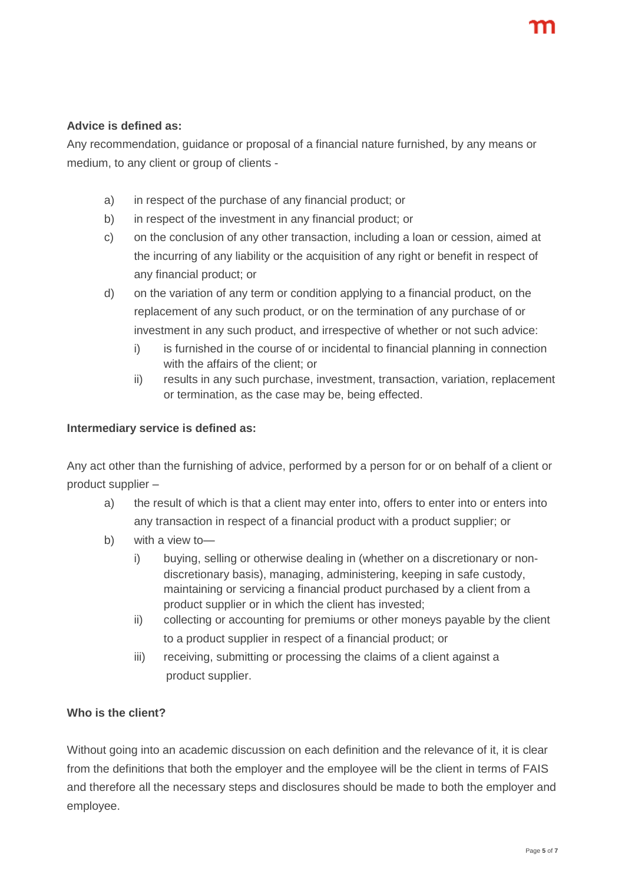**Advice is defined as:**

Any recommendation, guidance or proposal of a financial nature furnished, by any means or medium, to any client or group of clients -

- a) in respect of the purchase of any financial product; or
- b) in respect of the investment in any financial product; or
- c) on the conclusion of any other transaction, including a loan or cession, aimed at the incurring of any liability or the acquisition of any right or benefit in respect of any financial product; or
- d) on the variation of any term or condition applying to a financial product, on the replacement of any such product, or on the termination of any purchase of or investment in any such product, and irrespective of whether or not such advice:
    - i) is furnished in the course of or incidental to financial planning in connection with the affairs of the client; or
    - ii) results in any such purchase, investment, transaction, variation, replacement or termination, as the case may be, being effected.

**Intermediary service is defined as:**

Any act other than the furnishing of advice, performed by a person for or on behalf of a client or product supplier –

- a) the result of which is that a client may enter into, offers to enter into or enters into any transaction in respect of a financial product with a product supplier; or
- b) with a view to—
    - i) buying, selling or otherwise dealing in (whether on a discretionary or non-discretionary basis), managing, administering, keeping in safe custody, maintaining or servicing a financial product purchased by a client from a product supplier or in which the client has invested;
    - ii) collecting or accounting for premiums or other moneys payable by the client to a product supplier in respect of a financial product; or
    - iii) receiving, submitting or processing the claims of a client against a product supplier.

**Who is the client?**

Without going into an academic discussion on each definition and the relevance of it, it is clear from the definitions that both the employer and the employee will be the client in terms of FAIS and therefore all the necessary steps and disclosures should be made to both the employer and employee.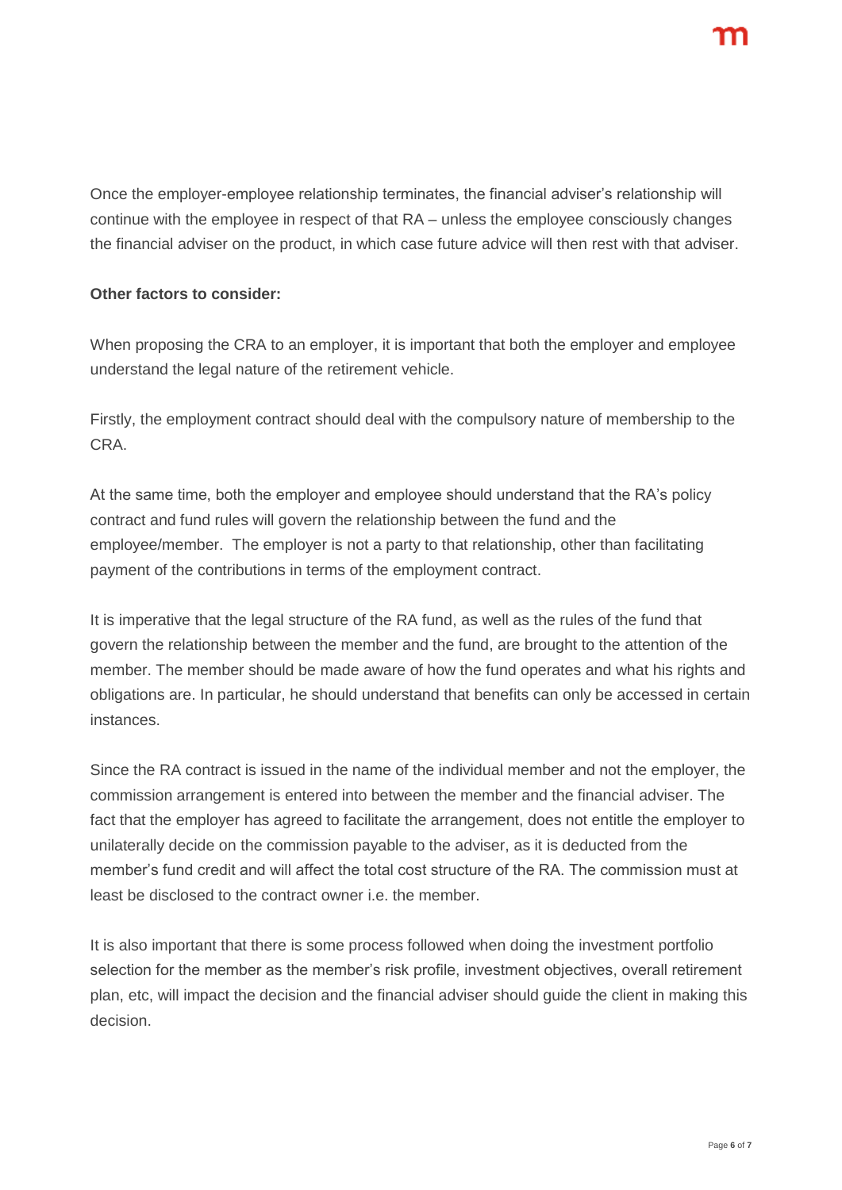Once the employer-employee relationship terminates, the financial adviser's relationship will continue with the employee in respect of that RA – unless the employee consciously changes the financial adviser on the product, in which case future advice will then rest with that adviser.

**Other factors to consider:**

When proposing the CRA to an employer, it is important that both the employer and employee understand the legal nature of the retirement vehicle.

Firstly, the employment contract should deal with the compulsory nature of membership to the CRA.

At the same time, both the employer and employee should understand that the RA's policy contract and fund rules will govern the relationship between the fund and the employee/member. The employer is not a party to that relationship, other than facilitating payment of the contributions in terms of the employment contract.

It is imperative that the legal structure of the RA fund, as well as the rules of the fund that govern the relationship between the member and the fund, are brought to the attention of the member. The member should be made aware of how the fund operates and what his rights and obligations are. In particular, he should understand that benefits can only be accessed in certain instances.

Since the RA contract is issued in the name of the individual member and not the employer, the commission arrangement is entered into between the member and the financial adviser. The fact that the employer has agreed to facilitate the arrangement, does not entitle the employer to unilaterally decide on the commission payable to the adviser, as it is deducted from the member's fund credit and will affect the total cost structure of the RA. The commission must at least be disclosed to the contract owner i.e. the member.

It is also important that there is some process followed when doing the investment portfolio selection for the member as the member's risk profile, investment objectives, overall retirement plan, etc, will impact the decision and the financial adviser should guide the client in making this decision.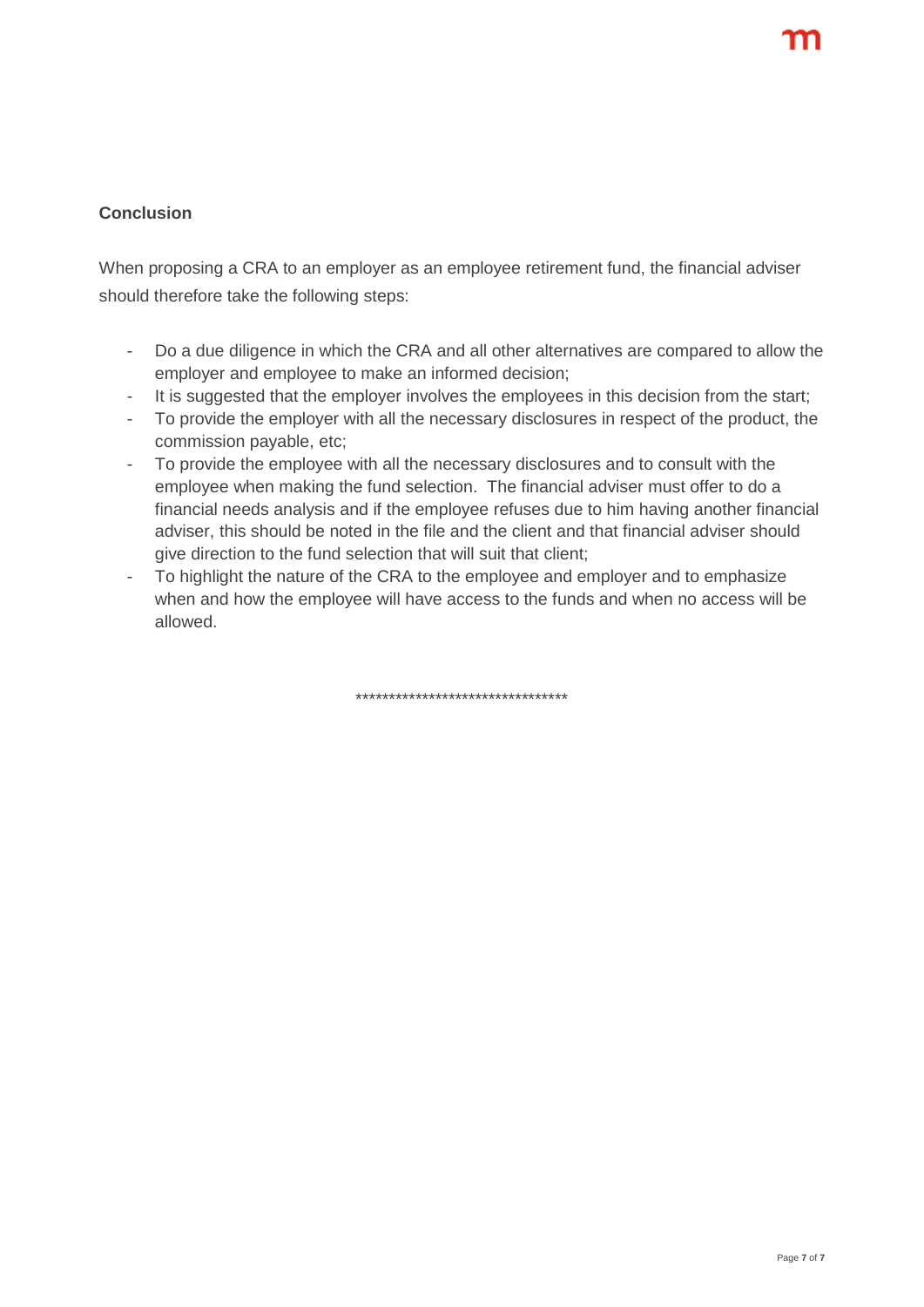**Conclusion**

When proposing a CRA to an employer as an employee retirement fund, the financial adviser should therefore take the following steps:

- Do a due diligence in which the CRA and all other alternatives are compared to allow the employer and employee to make an informed decision;
- It is suggested that the employer involves the employees in this decision from the start;
- To provide the employer with all the necessary disclosures in respect of the product, the commission payable, etc;
- To provide the employee with all the necessary disclosures and to consult with the employee when making the fund selection. The financial adviser must offer to do a financial needs analysis and if the employee refuses due to him having another financial adviser, this should be noted in the file and the client and that financial adviser should give direction to the fund selection that will suit that client;
- To highlight the nature of the CRA to the employee and employer and to emphasize when and how the employee will have access to the funds and when no access will be allowed.

********************************